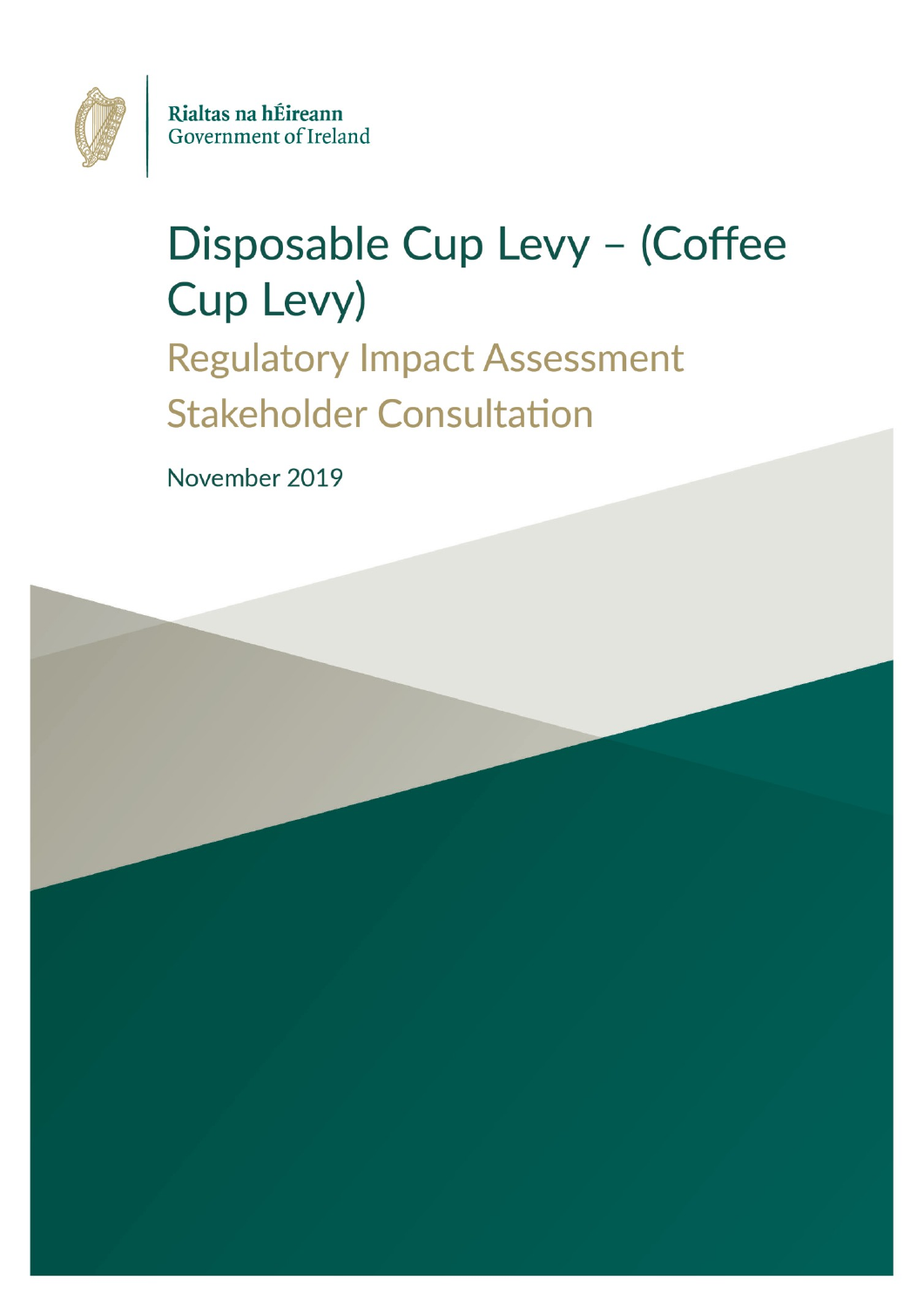Rialtas na hÉireann
Government of Ireland

# Disposable Cup Levy – (Coffee Cup Levy)

## Regulatory Impact Assessment Stakeholder Consultation

November 2019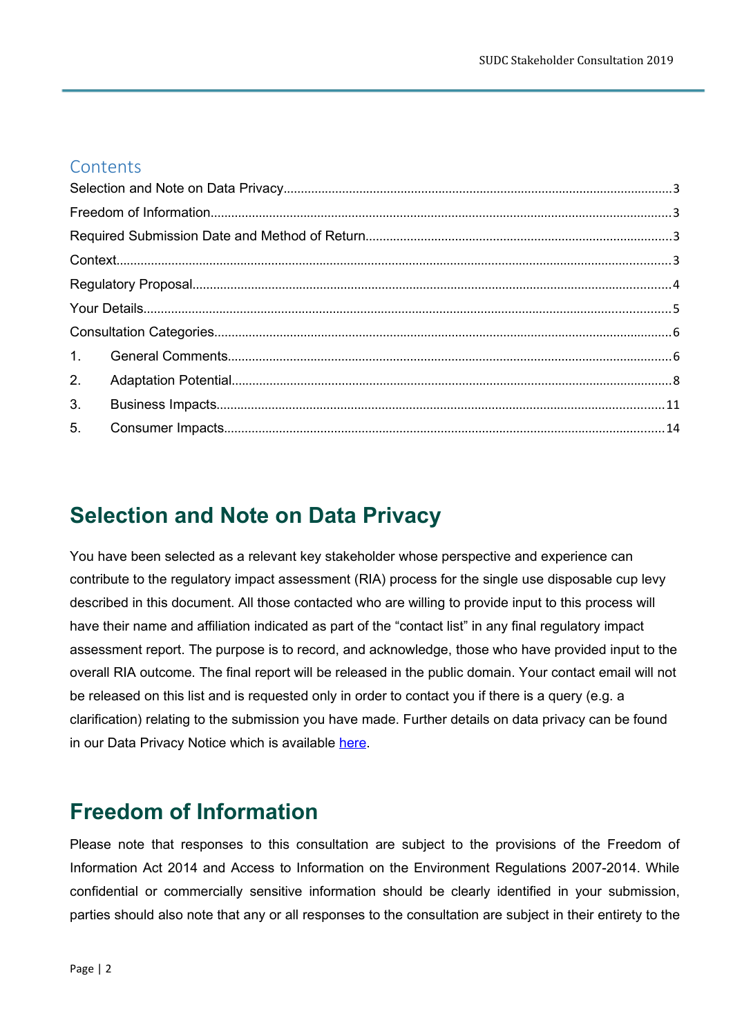## Contents

Selection and Note on Data Privacy....3

Freedom of Information....3

Required Submission Date and Method of Return....3

Context....3

Regulatory Proposal....4

Your Details....5

Consultation Categories....6

1. General Comments....6
2. Adaptation Potential....8
3. Business Impacts....11
5. Consumer Impacts....14

# Selection and Note on Data Privacy

You have been selected as a relevant key stakeholder whose perspective and experience can contribute to the regulatory impact assessment (RIA) process for the single use disposable cup levy described in this document. All those contacted who are willing to provide input to this process will have their name and affiliation indicated as part of the "contact list" in any final regulatory impact assessment report. The purpose is to record, and acknowledge, those who have provided input to the overall RIA outcome. The final report will be released in the public domain. Your contact email will not be released on this list and is requested only in order to contact you if there is a query (e.g. a clarification) relating to the submission you have made. Further details on data privacy can be found in our Data Privacy Notice which is available here.

# Freedom of Information

Please note that responses to this consultation are subject to the provisions of the Freedom of Information Act 2014 and Access to Information on the Environment Regulations 2007-2014. While confidential or commercially sensitive information should be clearly identified in your submission, parties should also note that any or all responses to the consultation are subject in their entirety to the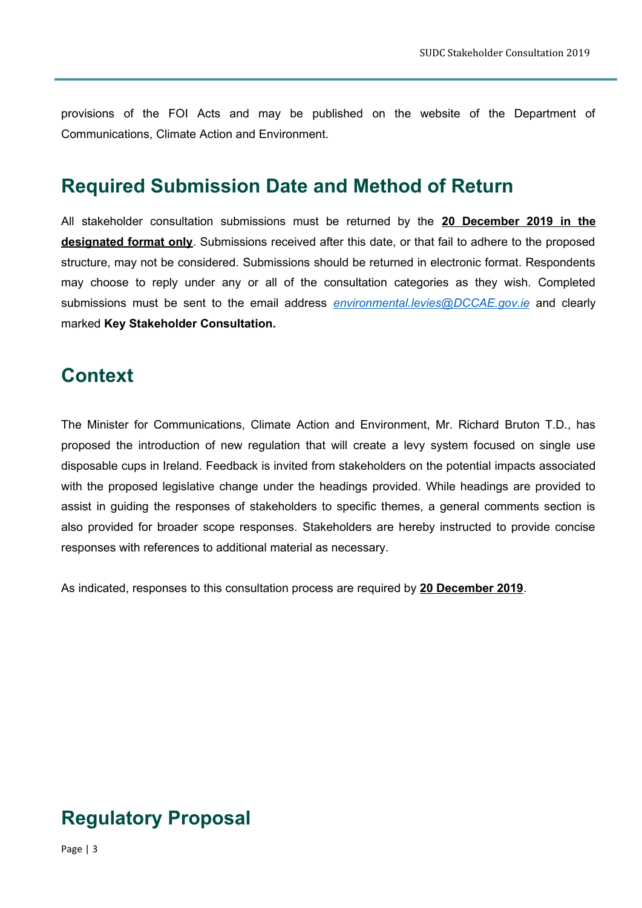provisions of the FOI Acts and may be published on the website of the Department of Communications, Climate Action and Environment.

## Required Submission Date and Method of Return

All stakeholder consultation submissions must be returned by the **20 December 2019 in the designated format only**. Submissions received after this date, or that fail to adhere to the proposed structure, may not be considered. Submissions should be returned in electronic format. Respondents may choose to reply under any or all of the consultation categories as they wish. Completed submissions must be sent to the email address *environmental.levies@DCCAE.gov.ie* and clearly marked **Key Stakeholder Consultation.**

## Context

The Minister for Communications, Climate Action and Environment, Mr. Richard Bruton T.D., has proposed the introduction of new regulation that will create a levy system focused on single use disposable cups in Ireland. Feedback is invited from stakeholders on the potential impacts associated with the proposed legislative change under the headings provided. While headings are provided to assist in guiding the responses of stakeholders to specific themes, a general comments section is also provided for broader scope responses. Stakeholders are hereby instructed to provide concise responses with references to additional material as necessary.

As indicated, responses to this consultation process are required by **20 December 2019**.

## Regulatory Proposal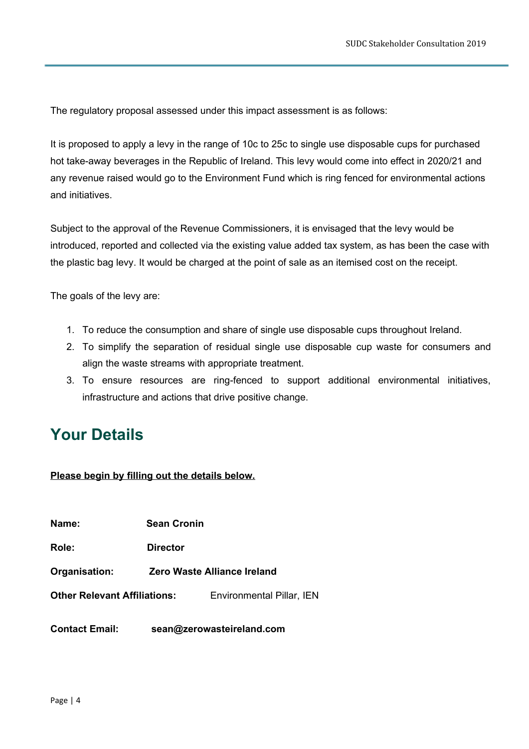The regulatory proposal assessed under this impact assessment is as follows:

It is proposed to apply a levy in the range of 10c to 25c to single use disposable cups for purchased hot take-away beverages in the Republic of Ireland. This levy would come into effect in 2020/21 and any revenue raised would go to the Environment Fund which is ring fenced for environmental actions and initiatives.

Subject to the approval of the Revenue Commissioners, it is envisaged that the levy would be introduced, reported and collected via the existing value added tax system, as has been the case with the plastic bag levy. It would be charged at the point of sale as an itemised cost on the receipt.

The goals of the levy are:

1. To reduce the consumption and share of single use disposable cups throughout Ireland.
2. To simplify the separation of residual single use disposable cup waste for consumers and align the waste streams with appropriate treatment.
3. To ensure resources are ring-fenced to support additional environmental initiatives, infrastructure and actions that drive positive change.

## Your Details

**Please begin by filling out the details below.**

**Name:** **Sean Cronin**

**Role:** **Director**

**Organisation:** **Zero Waste Alliance Ireland**

**Other Relevant Affiliations:** Environmental Pillar, IEN

**Contact Email:** **sean@zerowasteireland.com**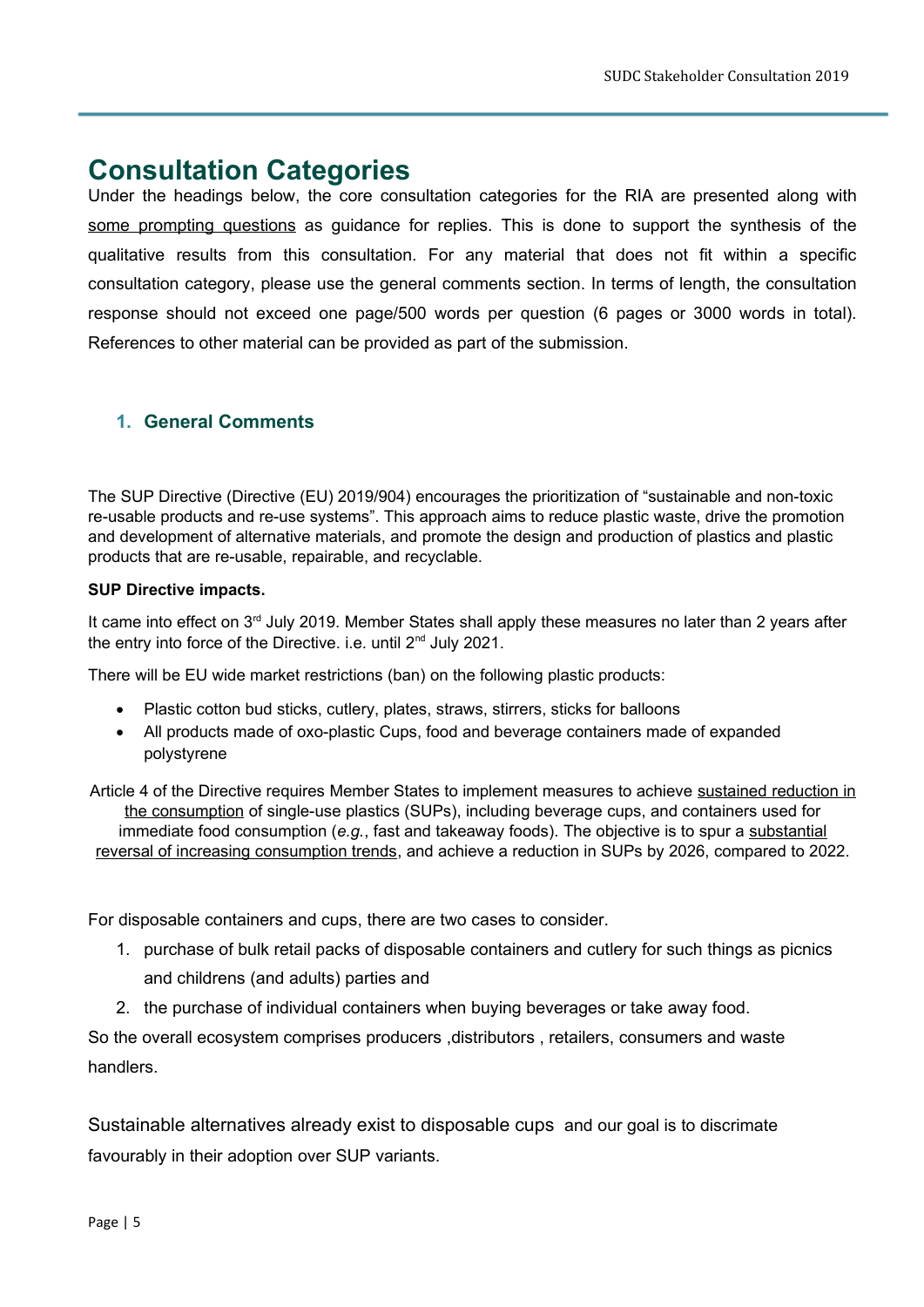# Consultation Categories

Under the headings below, the core consultation categories for the RIA are presented along with some prompting questions as guidance for replies. This is done to support the synthesis of the qualitative results from this consultation. For any material that does not fit within a specific consultation category, please use the general comments section. In terms of length, the consultation response should not exceed one page/500 words per question (6 pages or 3000 words in total). References to other material can be provided as part of the submission.

## 1. General Comments

The SUP Directive (Directive (EU) 2019/904) encourages the prioritization of "sustainable and non-toxic re-usable products and re-use systems". This approach aims to reduce plastic waste, drive the promotion and development of alternative materials, and promote the design and production of plastics and plastic products that are re-usable, repairable, and recyclable.

**SUP Directive impacts.**

It came into effect on 3rd July 2019. Member States shall apply these measures no later than 2 years after the entry into force of the Directive. i.e. until 2nd July 2021.

There will be EU wide market restrictions (ban) on the following plastic products:

- Plastic cotton bud sticks, cutlery, plates, straws, stirrers, sticks for balloons
- All products made of oxo-plastic Cups, food and beverage containers made of expanded polystyrene

Article 4 of the Directive requires Member States to implement measures to achieve sustained reduction in the consumption of single-use plastics (SUPs), including beverage cups, and containers used for immediate food consumption (*e.g.*, fast and takeaway foods). The objective is to spur a substantial reversal of increasing consumption trends, and achieve a reduction in SUPs by 2026, compared to 2022.

For disposable containers and cups, there are two cases to consider.

1. purchase of bulk retail packs of disposable containers and cutlery for such things as picnics and childrens (and adults) parties and
2. the purchase of individual containers when buying beverages or take away food.

So the overall ecosystem comprises producers ,distributors , retailers, consumers and waste handlers.

Sustainable alternatives already exist to disposable cups and our goal is to discrimate favourably in their adoption over SUP variants.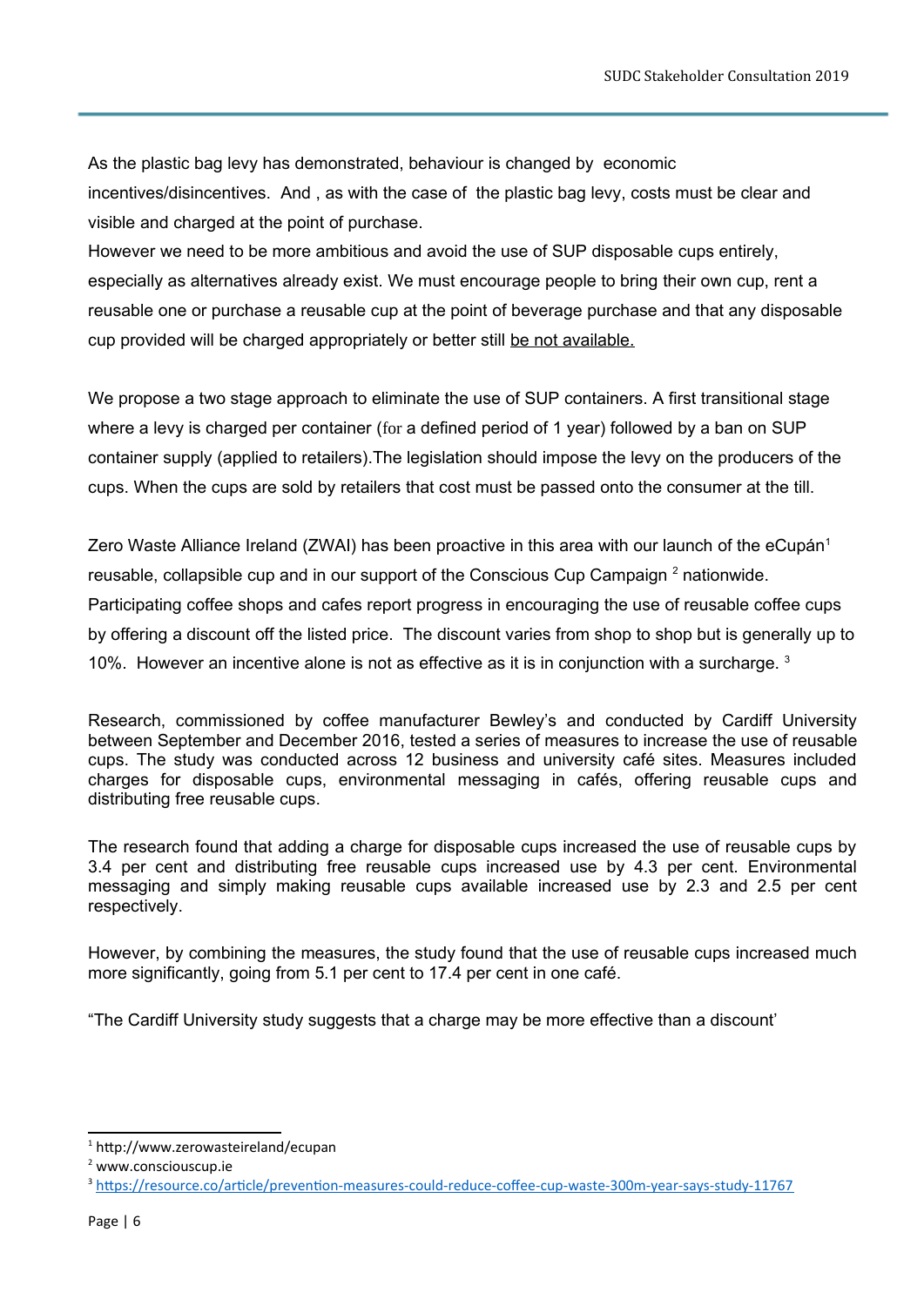As the plastic bag levy has demonstrated, behaviour is changed by economic incentives/disincentives. And , as with the case of the plastic bag levy, costs must be clear and visible and charged at the point of purchase.

However we need to be more ambitious and avoid the use of SUP disposable cups entirely, especially as alternatives already exist. We must encourage people to bring their own cup, rent a reusable one or purchase a reusable cup at the point of beverage purchase and that any disposable cup provided will be charged appropriately or better still <u>be not available.</u>

We propose a two stage approach to eliminate the use of SUP containers. A first transitional stage where a levy is charged per container (for a defined period of 1 year) followed by a ban on SUP container supply (applied to retailers).The legislation should impose the levy on the producers of the cups. When the cups are sold by retailers that cost must be passed onto the consumer at the till.

Zero Waste Alliance Ireland (ZWAI) has been proactive in this area with our launch of the eCupán[1] reusable, collapsible cup and in our support of the Conscious Cup Campaign [2] nationwide. Participating coffee shops and cafes report progress in encouraging the use of reusable coffee cups by offering a discount off the listed price. The discount varies from shop to shop but is generally up to 10%. However an incentive alone is not as effective as it is in conjunction with a surcharge. [3]

Research, commissioned by coffee manufacturer Bewley's and conducted by Cardiff University between September and December 2016, tested a series of measures to increase the use of reusable cups. The study was conducted across 12 business and university café sites. Measures included charges for disposable cups, environmental messaging in cafés, offering reusable cups and distributing free reusable cups.

The research found that adding a charge for disposable cups increased the use of reusable cups by 3.4 per cent and distributing free reusable cups increased use by 4.3 per cent. Environmental messaging and simply making reusable cups available increased use by 2.3 and 2.5 per cent respectively.

However, by combining the measures, the study found that the use of reusable cups increased much more significantly, going from 5.1 per cent to 17.4 per cent in one café.

"The Cardiff University study suggests that a charge may be more effective than a discount'

---

[1] http://www.zerowasteireland/ecupan

[2] www.consciouscup.ie

[3] https://resource.co/article/prevention-measures-could-reduce-coffee-cup-waste-300m-year-says-study-11767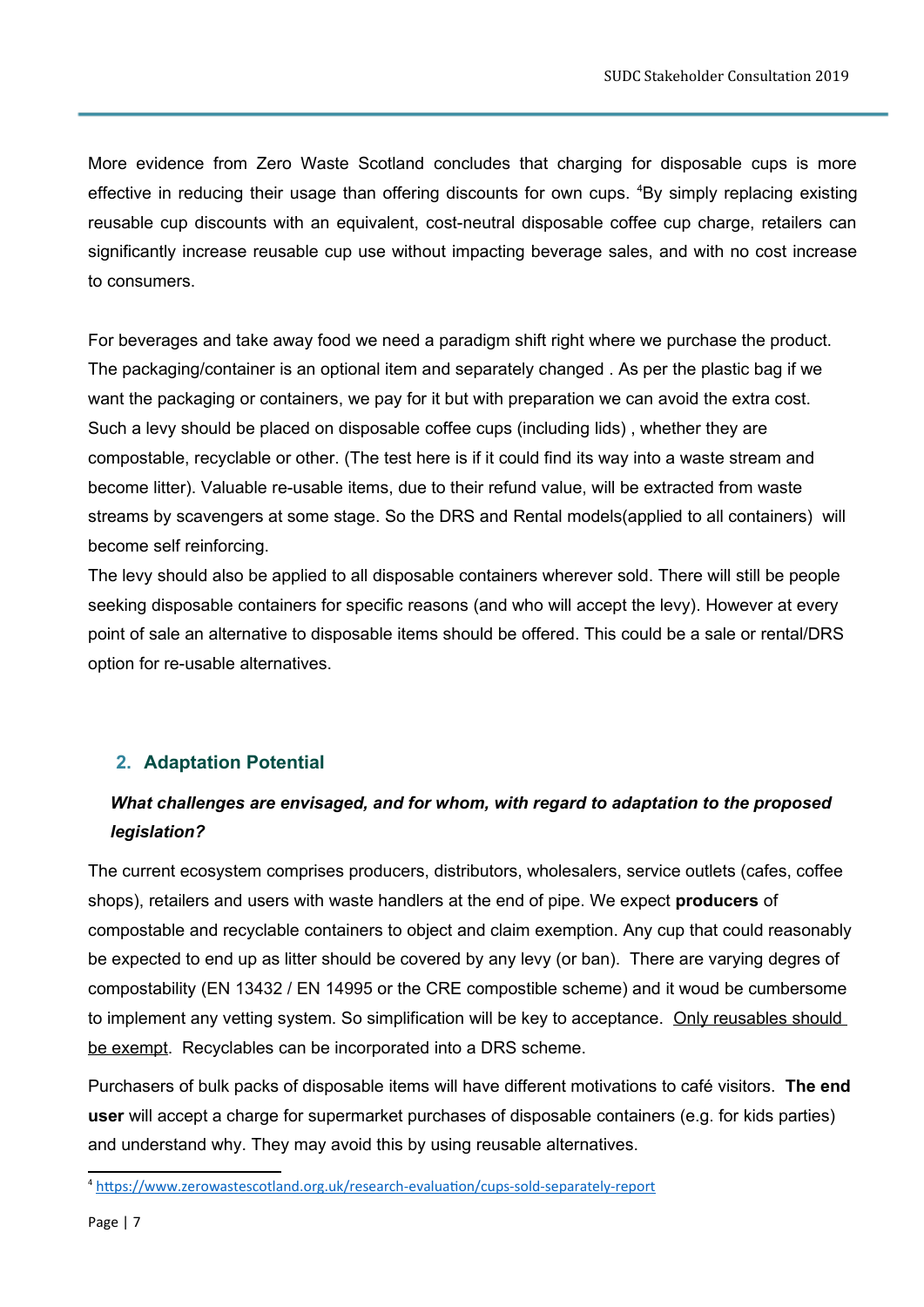More evidence from Zero Waste Scotland concludes that charging for disposable cups is more effective in reducing their usage than offering discounts for own cups. [4]By simply replacing existing reusable cup discounts with an equivalent, cost-neutral disposable coffee cup charge, retailers can significantly increase reusable cup use without impacting beverage sales, and with no cost increase to consumers.

For beverages and take away food we need a paradigm shift right where we purchase the product. The packaging/container is an optional item and separately changed . As per the plastic bag if we want the packaging or containers, we pay for it but with preparation we can avoid the extra cost. Such a levy should be placed on disposable coffee cups (including lids) , whether they are compostable, recyclable or other. (The test here is if it could find its way into a waste stream and become litter). Valuable re-usable items, due to their refund value, will be extracted from waste streams by scavengers at some stage. So the DRS and Rental models(applied to all containers) will become self reinforcing.

The levy should also be applied to all disposable containers wherever sold. There will still be people seeking disposable containers for specific reasons (and who will accept the levy). However at every point of sale an alternative to disposable items should be offered. This could be a sale or rental/DRS option for re-usable alternatives.

## 2. Adaptation Potential

***What challenges are envisaged, and for whom, with regard to adaptation to the proposed legislation?***

The current ecosystem comprises producers, distributors, wholesalers, service outlets (cafes, coffee shops), retailers and users with waste handlers at the end of pipe. We expect **producers** of compostable and recyclable containers to object and claim exemption. Any cup that could reasonably be expected to end up as litter should be covered by any levy (or ban). There are varying degrees of compostability (EN 13432 / EN 14995 or the CRE compostible scheme) and it woud be cumbersome to implement any vetting system. So simplification will be key to acceptance. <u>Only reusables should be exempt</u>. Recyclables can be incorporated into a DRS scheme.

Purchasers of bulk packs of disposable items will have different motivations to café visitors. **The end user** will accept a charge for supermarket purchases of disposable containers (e.g. for kids parties) and understand why. They may avoid this by using reusable alternatives.

---

[4] https://www.zerowastescotland.org.uk/research-evaluation/cups-sold-separately-report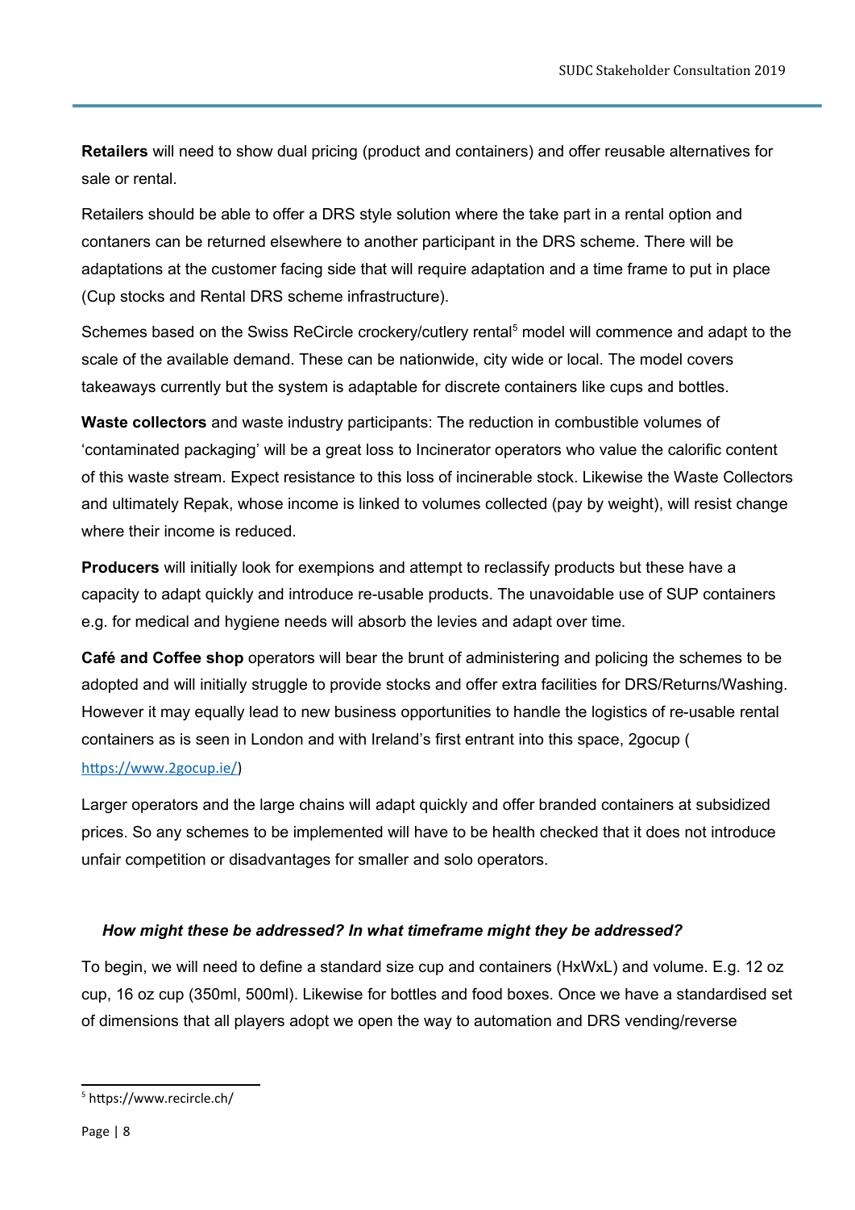**Retailers** will need to show dual pricing (product and containers) and offer reusable alternatives for sale or rental.

Retailers should be able to offer a DRS style solution where the take part in a rental option and contaners can be returned elsewhere to another participant in the DRS scheme. There will be adaptations at the customer facing side that will require adaptation and a time frame to put in place (Cup stocks and Rental DRS scheme infrastructure).

Schemes based on the Swiss ReCircle crockery/cutlery rental[5] model will commence and adapt to the scale of the available demand. These can be nationwide, city wide or local. The model covers takeaways currently but the system is adaptable for discrete containers like cups and bottles.

**Waste collectors** and waste industry participants: The reduction in combustible volumes of 'contaminated packaging' will be a great loss to Incinerator operators who value the calorific content of this waste stream. Expect resistance to this loss of incinerable stock. Likewise the Waste Collectors and ultimately Repak, whose income is linked to volumes collected (pay by weight), will resist change where their income is reduced.

**Producers** will initially look for exempions and attempt to reclassify products but these have a capacity to adapt quickly and introduce re-usable products. The unavoidable use of SUP containers e.g. for medical and hygiene needs will absorb the levies and adapt over time.

**Café and Coffee shop** operators will bear the brunt of administering and policing the schemes to be adopted and will initially struggle to provide stocks and offer extra facilities for DRS/Returns/Washing. However it may equally lead to new business opportunities to handle the logistics of re-usable rental containers as is seen in London and with Ireland's first entrant into this space, 2gocup ( https://www.2gocup.ie/)

Larger operators and the large chains will adapt quickly and offer branded containers at subsidized prices. So any schemes to be implemented will have to be health checked that it does not introduce unfair competition or disadvantages for smaller and solo operators.

***How might these be addressed? In what timeframe might they be addressed?***

To begin, we will need to define a standard size cup and containers (HxWxL) and volume. E.g. 12 oz cup, 16 oz cup (350ml, 500ml). Likewise for bottles and food boxes. Once we have a standardised set of dimensions that all players adopt we open the way to automation and DRS vending/reverse

[5] https://www.recircle.ch/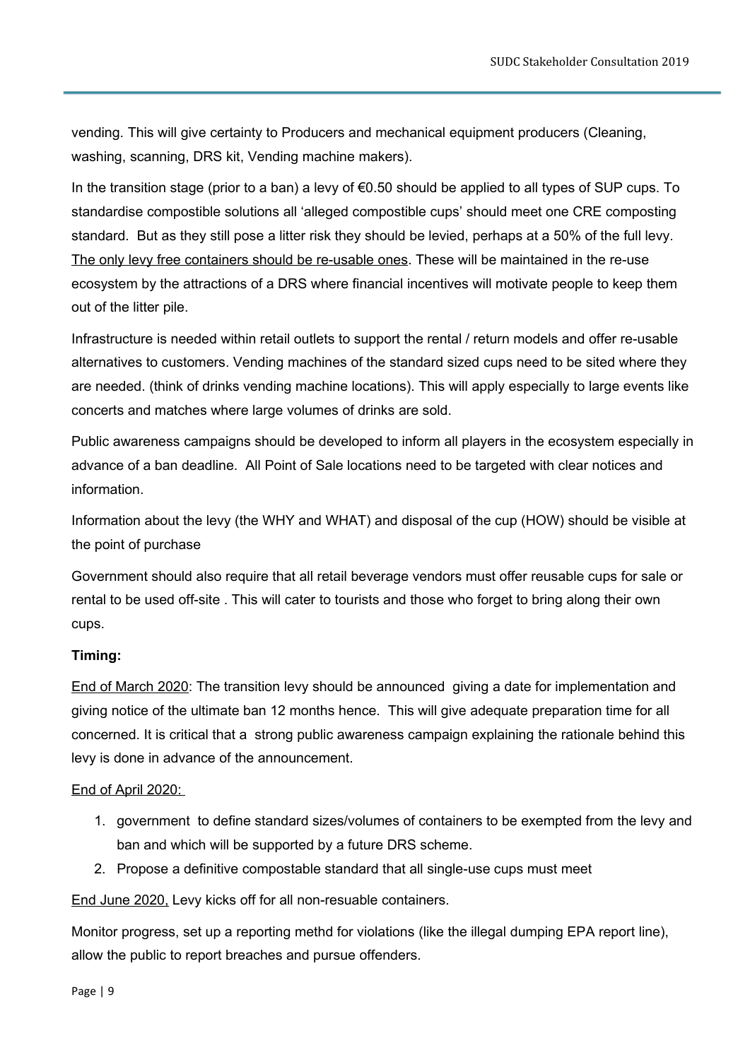vending. This will give certainty to Producers and mechanical equipment producers (Cleaning, washing, scanning, DRS kit, Vending machine makers).

In the transition stage (prior to a ban) a levy of €0.50 should be applied to all types of SUP cups. To standardise compostible solutions all 'alleged compostible cups' should meet one CRE composting standard. But as they still pose a litter risk they should be levied, perhaps at a 50% of the full levy. <u>The only levy free containers should be re-usable ones</u>. These will be maintained in the re-use ecosystem by the attractions of a DRS where financial incentives will motivate people to keep them out of the litter pile.

Infrastructure is needed within retail outlets to support the rental / return models and offer re-usable alternatives to customers. Vending machines of the standard sized cups need to be sited where they are needed. (think of drinks vending machine locations). This will apply especially to large events like concerts and matches where large volumes of drinks are sold.

Public awareness campaigns should be developed to inform all players in the ecosystem especially in advance of a ban deadline. All Point of Sale locations need to be targeted with clear notices and information.

Information about the levy (the WHY and WHAT) and disposal of the cup (HOW) should be visible at the point of purchase

Government should also require that all retail beverage vendors must offer reusable cups for sale or rental to be used off-site . This will cater to tourists and those who forget to bring along their own cups.

**Timing:**

<u>End of March 2020</u>: The transition levy should be announced giving a date for implementation and giving notice of the ultimate ban 12 months hence. This will give adequate preparation time for all concerned. It is critical that a strong public awareness campaign explaining the rationale behind this levy is done in advance of the announcement.

<u>End of April 2020:</u>

1. government to define standard sizes/volumes of containers to be exempted from the levy and ban and which will be supported by a future DRS scheme.
2. Propose a definitive compostable standard that all single-use cups must meet

<u>End June 2020,</u> Levy kicks off for all non-resuable containers.

Monitor progress, set up a reporting methd for violations (like the illegal dumping EPA report line), allow the public to report breaches and pursue offenders.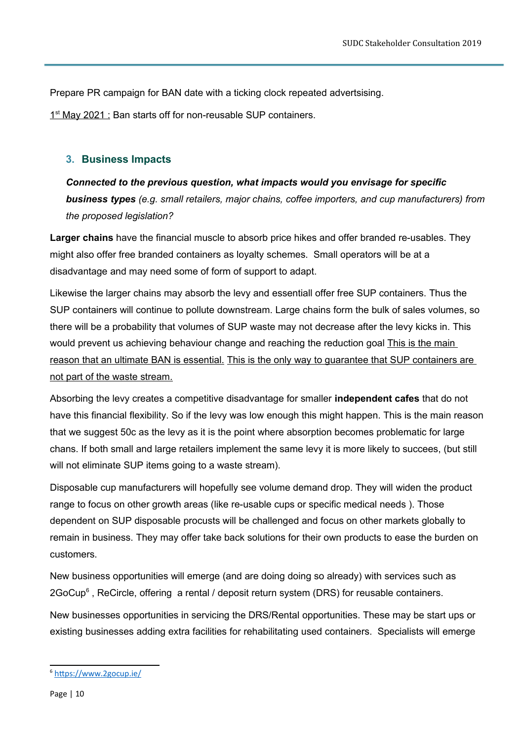Prepare PR campaign for BAN date with a ticking clock repeated advertsising.

<u>1st May 2021 :</u> Ban starts off for non-reusable SUP containers.

### 3. Business Impacts

***Connected to the previous question, what impacts would you envisage for specific business types*** *(e.g. small retailers, major chains, coffee importers, and cup manufacturers) from the proposed legislation?*

**Larger chains** have the financial muscle to absorb price hikes and offer branded re-usables. They might also offer free branded containers as loyalty schemes. Small operators will be at a disadvantage and may need some of form of support to adapt.

Likewise the larger chains may absorb the levy and essentiall offer free SUP containers. Thus the SUP containers will continue to pollute downstream. Large chains form the bulk of sales volumes, so there will be a probability that volumes of SUP waste may not decrease after the levy kicks in. This would prevent us achieving behaviour change and reaching the reduction goal <u>This is the main reason that an ultimate BAN is essential.</u> <u>This is the only way to guarantee that SUP containers are not part of the waste stream.</u>

Absorbing the levy creates a competitive disadvantage for smaller **independent cafes** that do not have this financial flexibility. So if the levy was low enough this might happen. This is the main reason that we suggest 50c as the levy as it is the point where absorption becomes problematic for large chans. If both small and large retailers implement the same levy it is more likely to succees, (but still will not eliminate SUP items going to a waste stream).

Disposable cup manufacturers will hopefully see volume demand drop. They will widen the product range to focus on other growth areas (like re-usable cups or specific medical needs ). Those dependent on SUP disposable procusts will be challenged and focus on other markets globally to remain in business. They may offer take back solutions for their own products to ease the burden on customers.

New business opportunities will emerge (and are doing doing so already) with services such as 2GoCup[6] , ReCircle, offering a rental / deposit return system (DRS) for reusable containers.

New businesses opportunities in servicing the DRS/Rental opportunities. These may be start ups or existing businesses adding extra facilities for rehabilitating used containers. Specialists will emerge

[6] https://www.2gocup.ie/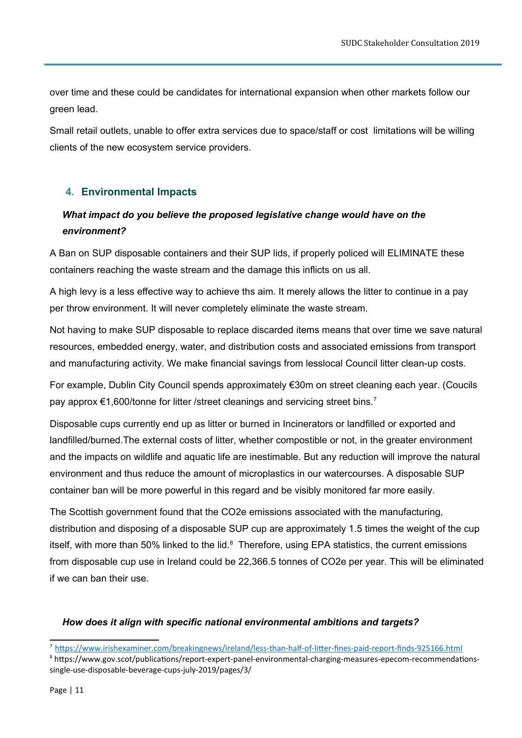over time and these could be candidates for international expansion when other markets follow our green lead.

Small retail outlets, unable to offer extra services due to space/staff or cost limitations will be willing clients of the new ecosystem service providers.

## 4. Environmental Impacts

***What impact do you believe the proposed legislative change would have on the environment?***

A Ban on SUP disposable containers and their SUP lids, if properly policed will ELIMINATE these containers reaching the waste stream and the damage this inflicts on us all.

A high levy is a less effective way to achieve ths aim. It merely allows the litter to continue in a pay per throw environment. It will never completely eliminate the waste stream.

Not having to make SUP disposable to replace discarded items means that over time we save natural resources, embedded energy, water, and distribution costs and associated emissions from transport and manufacturing activity. We make financial savings from lesslocal Council litter clean-up costs.

For example, Dublin City Council spends approximately €30m on street cleaning each year. (Coucils pay approx €1,600/tonne for litter /street cleanings and servicing street bins.[7]

Disposable cups currently end up as litter or burned in Incinerators or landfilled or exported and landfilled/burned.The external costs of litter, whether compostible or not, in the greater environment and the impacts on wildlife and aquatic life are inestimable. But any reduction will improve the natural environment and thus reduce the amount of microplastics in our watercourses. A disposable SUP container ban will be more powerful in this regard and be visibly monitored far more easily.

The Scottish government found that the $CO_2e$ emissions associated with the manufacturing, distribution and disposing of a disposable SUP cup are approximately 1.5 times the weight of the cup itself, with more than 50% linked to the lid.[8] Therefore, using EPA statistics, the current emissions from disposable cup use in Ireland could be 22,366.5 tonnes of $CO_2e$ per year. This will be eliminated if we can ban their use.

***How does it align with specific national environmental ambitions and targets?***

---

[7] https://www.irishexaminer.com/breakingnews/ireland/less-than-half-of-litter-fines-paid-report-finds-925166.html

[8] https://www.gov.scot/publications/report-expert-panel-environmental-charging-measures-epecom-recommendations-single-use-disposable-beverage-cups-july-2019/pages/3/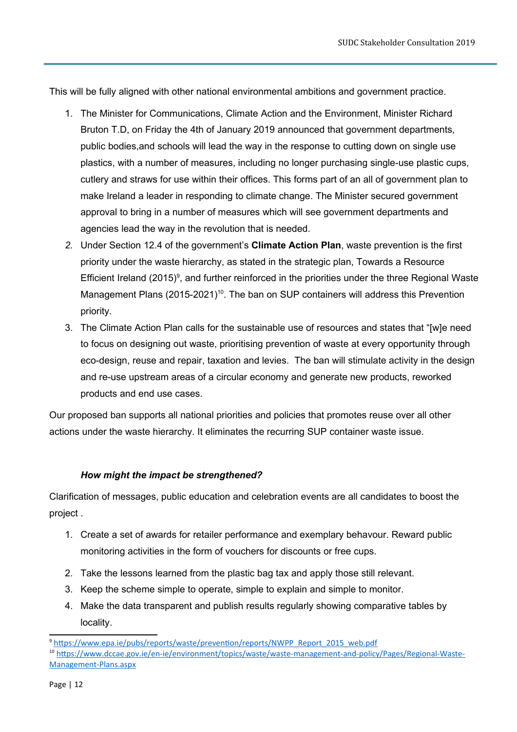This will be fully aligned with other national environmental ambitions and government practice.

1. The Minister for Communications, Climate Action and the Environment, Minister Richard Bruton T.D, on Friday the 4th of January 2019 announced that government departments, public bodies,and schools will lead the way in the response to cutting down on single use plastics, with a number of measures, including no longer purchasing single-use plastic cups, cutlery and straws for use within their offices. This forms part of an all of government plan to make Ireland a leader in responding to climate change. The Minister secured government approval to bring in a number of measures which will see government departments and agencies lead the way in the revolution that is needed.
2. Under Section 12.4 of the government's **Climate Action Plan**, waste prevention is the first priority under the waste hierarchy, as stated in the strategic plan, Towards a Resource Efficient Ireland (2015)[9], and further reinforced in the priorities under the three Regional Waste Management Plans (2015-2021)[10]. The ban on SUP containers will address this Prevention priority.
3. The Climate Action Plan calls for the sustainable use of resources and states that "[w]e need to focus on designing out waste, prioritising prevention of waste at every opportunity through eco-design, reuse and repair, taxation and levies. The ban will stimulate activity in the design and re-use upstream areas of a circular economy and generate new products, reworked products and end use cases.

Our proposed ban supports all national priorities and policies that promotes reuse over all other actions under the waste hierarchy. It eliminates the recurring SUP container waste issue.

***How might the impact be strengthened?***

Clarification of messages, public education and celebration events are all candidates to boost the project .

1. Create a set of awards for retailer performance and exemplary behavour. Reward public monitoring activities in the form of vouchers for discounts or free cups.
2. Take the lessons learned from the plastic bag tax and apply those still relevant.
3. Keep the scheme simple to operate, simple to explain and simple to monitor.
4. Make the data transparent and publish results regularly showing comparative tables by locality.

---

[9] https://www.epa.ie/pubs/reports/waste/prevention/reports/NWPP_Report_2015_web.pdf

[10] https://www.dccae.gov.ie/en-ie/environment/topics/waste/waste-management-and-policy/Pages/Regional-Waste-Management-Plans.aspx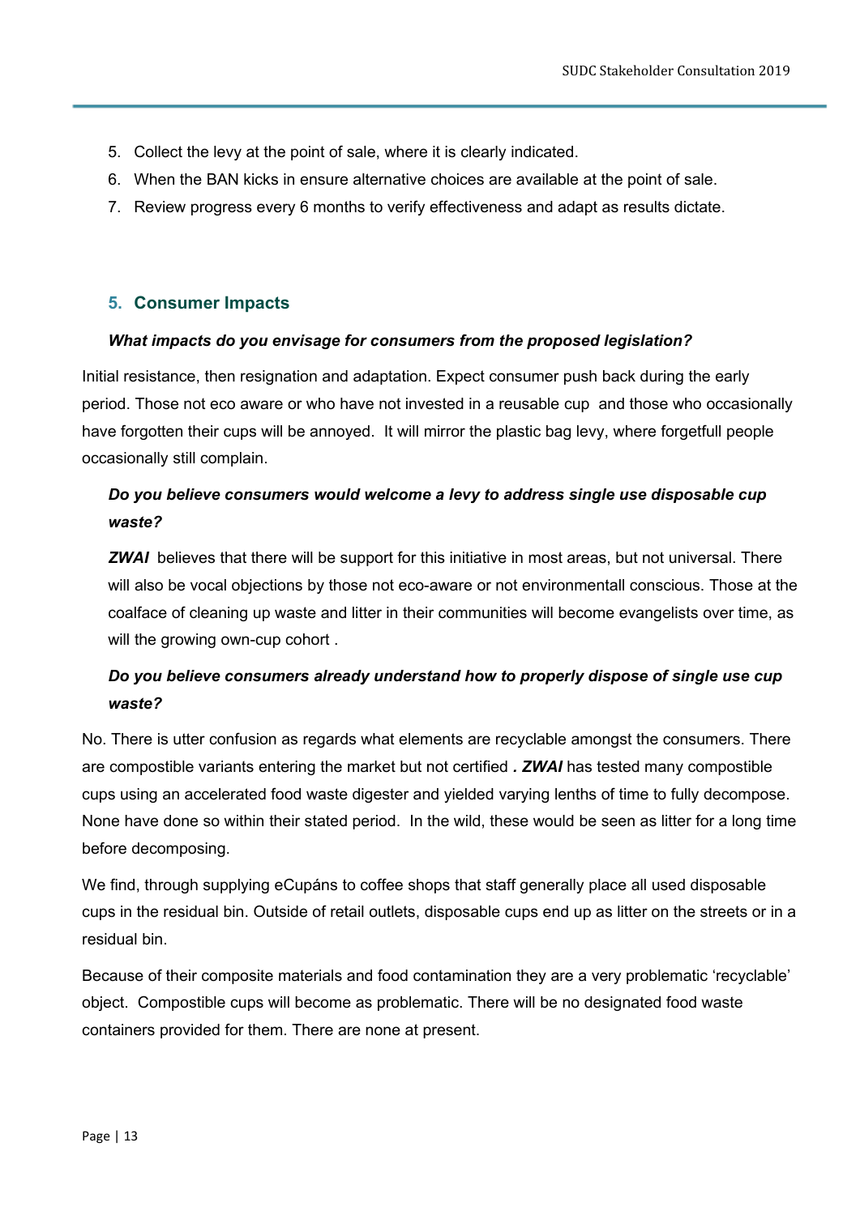5. Collect the levy at the point of sale, where it is clearly indicated.
6. When the BAN kicks in ensure alternative choices are available at the point of sale.
7. Review progress every 6 months to verify effectiveness and adapt as results dictate.

## 5. Consumer Impacts

***What impacts do you envisage for consumers from the proposed legislation?***

Initial resistance, then resignation and adaptation. Expect consumer push back during the early period. Those not eco aware or who have not invested in a reusable cup and those who occasionally have forgotten their cups will be annoyed. It will mirror the plastic bag levy, where forgetfull people occasionally still complain.

***Do you believe consumers would welcome a levy to address single use disposable cup waste?***

***ZWAI*** believes that there will be support for this initiative in most areas, but not universal. There will also be vocal objections by those not eco-aware or not environmentall conscious. Those at the coalface of cleaning up waste and litter in their communities will become evangelists over time, as will the growing own-cup cohort .

***Do you believe consumers already understand how to properly dispose of single use cup waste?***

No. There is utter confusion as regards what elements are recyclable amongst the consumers. There are compostible variants entering the market but not certified ***. ZWAI*** has tested many compostible cups using an accelerated food waste digester and yielded varying lenths of time to fully decompose. None have done so within their stated period. In the wild, these would be seen as litter for a long time before decomposing.

We find, through supplying eCupáns to coffee shops that staff generally place all used disposable cups in the residual bin. Outside of retail outlets, disposable cups end up as litter on the streets or in a residual bin.

Because of their composite materials and food contamination they are a very problematic 'recyclable' object. Compostible cups will become as problematic. There will be no designated food waste containers provided for them. There are none at present.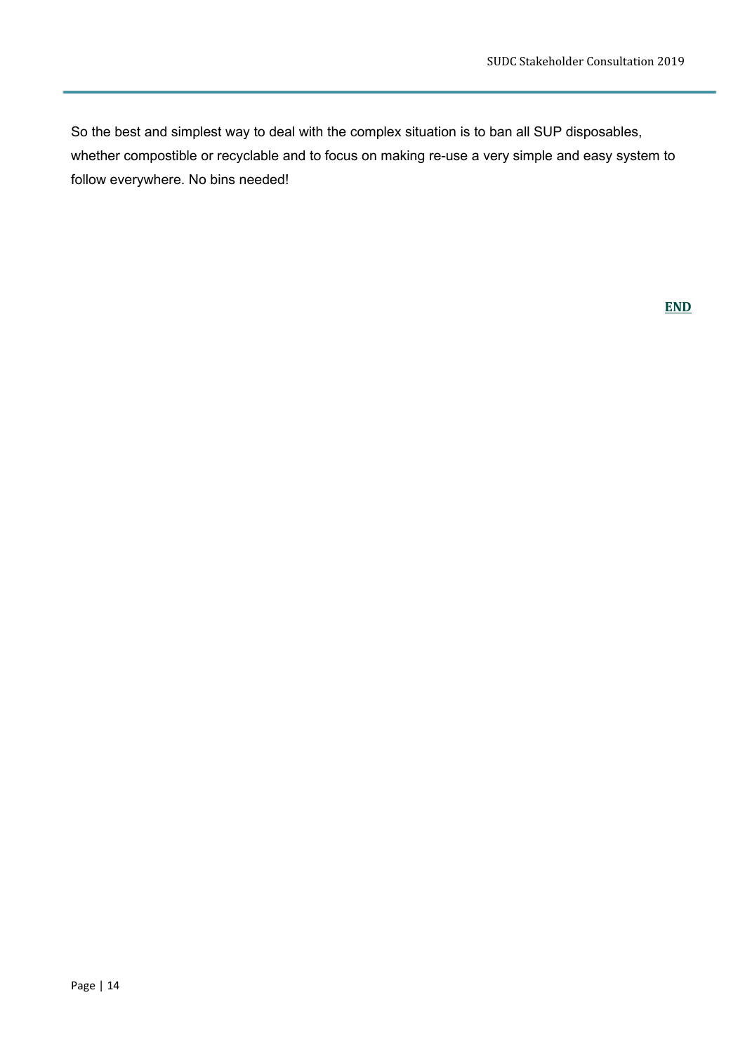So the best and simplest way to deal with the complex situation is to ban all SUP disposables, whether compostible or recyclable and to focus on making re-use a very simple and easy system to follow everywhere. No bins needed!

**END**